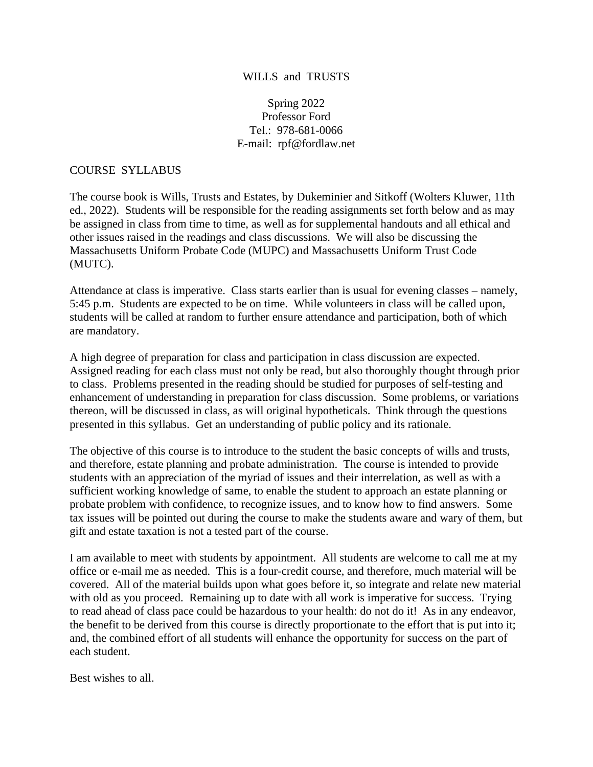# WILLS and TRUSTS

Spring 2022
Professor Ford
Tel.: 978-681-0066
E-mail: rpf@fordlaw.net

## COURSE SYLLABUS

The course book is Wills, Trusts and Estates, by Dukeminier and Sitkoff (Wolters Kluwer, 11th ed., 2022). Students will be responsible for the reading assignments set forth below and as may be assigned in class from time to time, as well as for supplemental handouts and all ethical and other issues raised in the readings and class discussions. We will also be discussing the Massachusetts Uniform Probate Code (MUPC) and Massachusetts Uniform Trust Code (MUTC).

Attendance at class is imperative. Class starts earlier than is usual for evening classes – namely, 5:45 p.m. Students are expected to be on time. While volunteers in class will be called upon, students will be called at random to further ensure attendance and participation, both of which are mandatory.

A high degree of preparation for class and participation in class discussion are expected. Assigned reading for each class must not only be read, but also thoroughly thought through prior to class. Problems presented in the reading should be studied for purposes of self-testing and enhancement of understanding in preparation for class discussion. Some problems, or variations thereon, will be discussed in class, as will original hypotheticals. Think through the questions presented in this syllabus. Get an understanding of public policy and its rationale.

The objective of this course is to introduce to the student the basic concepts of wills and trusts, and therefore, estate planning and probate administration. The course is intended to provide students with an appreciation of the myriad of issues and their interrelation, as well as with a sufficient working knowledge of same, to enable the student to approach an estate planning or probate problem with confidence, to recognize issues, and to know how to find answers. Some tax issues will be pointed out during the course to make the students aware and wary of them, but gift and estate taxation is not a tested part of the course.

I am available to meet with students by appointment. All students are welcome to call me at my office or e-mail me as needed. This is a four-credit course, and therefore, much material will be covered. All of the material builds upon what goes before it, so integrate and relate new material with old as you proceed. Remaining up to date with all work is imperative for success. Trying to read ahead of class pace could be hazardous to your health: do not do it! As in any endeavor, the benefit to be derived from this course is directly proportionate to the effort that is put into it; and, the combined effort of all students will enhance the opportunity for success on the part of each student.

Best wishes to all.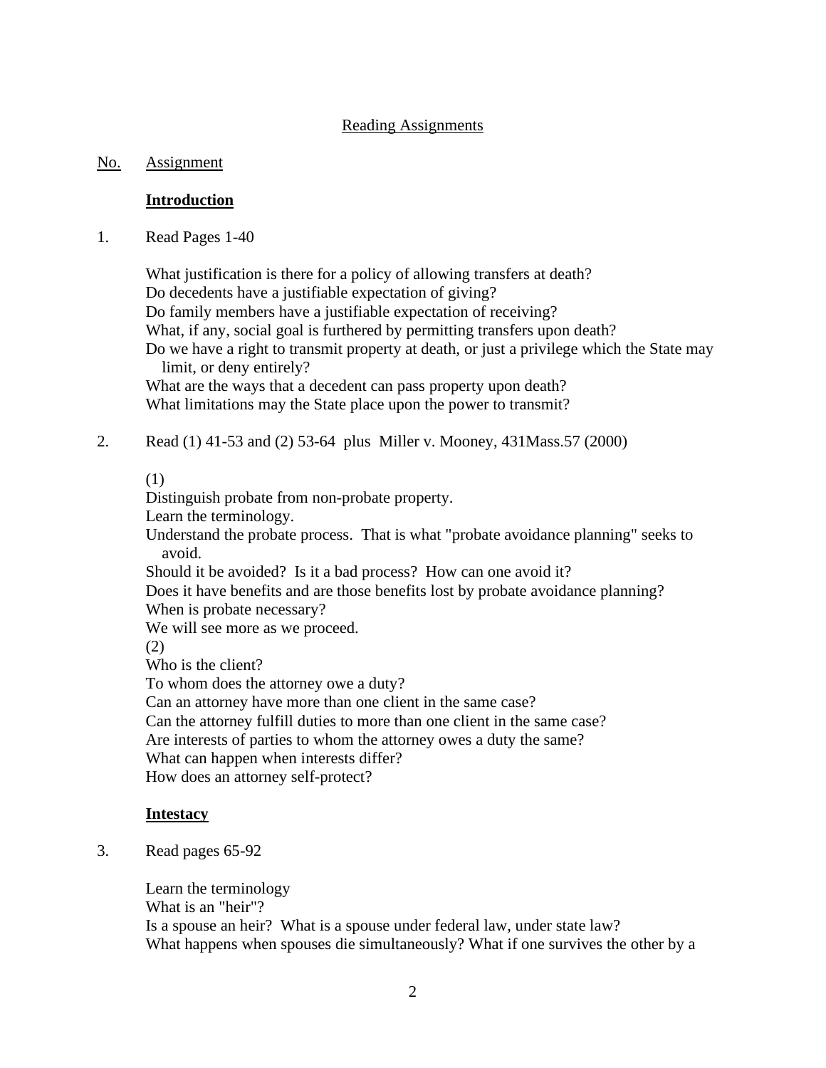# Reading Assignments

**No.** **Assignment**

## Introduction

1. Read Pages 1-40

   What justification is there for a policy of allowing transfers at death?
   Do decedents have a justifiable expectation of giving?
   Do family members have a justifiable expectation of receiving?
   What, if any, social goal is furthered by permitting transfers upon death?
   Do we have a right to transmit property at death, or just a privilege which the State may limit, or deny entirely?
   What are the ways that a decedent can pass property upon death?
   What limitations may the State place upon the power to transmit?

2. Read (1) 41-53 and (2) 53-64 plus Miller v. Mooney, 431Mass.57 (2000)

   (1)
   Distinguish probate from non-probate property.
   Learn the terminology.
   Understand the probate process. That is what "probate avoidance planning" seeks to avoid.
   Should it be avoided? Is it a bad process? How can one avoid it?
   Does it have benefits and are those benefits lost by probate avoidance planning?
   When is probate necessary?
   We will see more as we proceed.
   (2)
   Who is the client?
   To whom does the attorney owe a duty?
   Can an attorney have more than one client in the same case?
   Can the attorney fulfill duties to more than one client in the same case?
   Are interests of parties to whom the attorney owes a duty the same?
   What can happen when interests differ?
   How does an attorney self-protect?

## Intestacy

3. Read pages 65-92

   Learn the terminology
   What is an "heir"?
   Is a spouse an heir? What is a spouse under federal law, under state law?
   What happens when spouses die simultaneously? What if one survives the other by a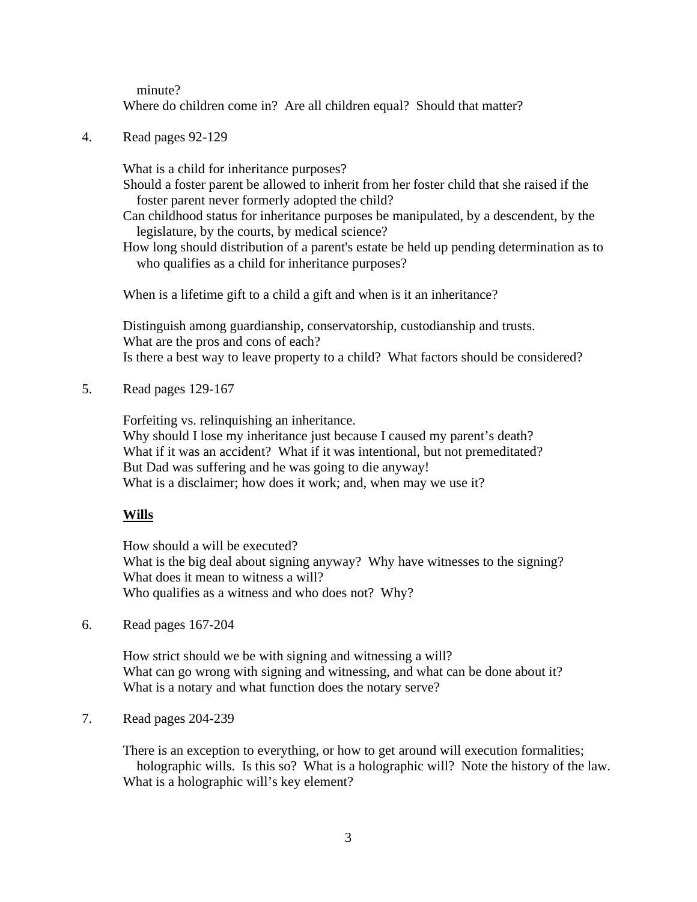minute?
Where do children come in? Are all children equal? Should that matter?

4. Read pages 92-129

What is a child for inheritance purposes?
Should a foster parent be allowed to inherit from her foster child that she raised if the foster parent never formerly adopted the child?
Can childhood status for inheritance purposes be manipulated, by a descendent, by the legislature, by the courts, by medical science?
How long should distribution of a parent's estate be held up pending determination as to who qualifies as a child for inheritance purposes?

When is a lifetime gift to a child a gift and when is it an inheritance?

Distinguish among guardianship, conservatorship, custodianship and trusts.
What are the pros and cons of each?
Is there a best way to leave property to a child? What factors should be considered?

5. Read pages 129-167

Forfeiting vs. relinquishing an inheritance.
Why should I lose my inheritance just because I caused my parent's death?
What if it was an accident? What if it was intentional, but not premeditated?
But Dad was suffering and he was going to die anyway!
What is a disclaimer; how does it work; and, when may we use it?

**Wills**

How should a will be executed?
What is the big deal about signing anyway? Why have witnesses to the signing?
What does it mean to witness a will?
Who qualifies as a witness and who does not? Why?

6. Read pages 167-204

How strict should we be with signing and witnessing a will?
What can go wrong with signing and witnessing, and what can be done about it?
What is a notary and what function does the notary serve?

7. Read pages 204-239

There is an exception to everything, or how to get around will execution formalities; holographic wills. Is this so? What is a holographic will? Note the history of the law.
What is a holographic will's key element?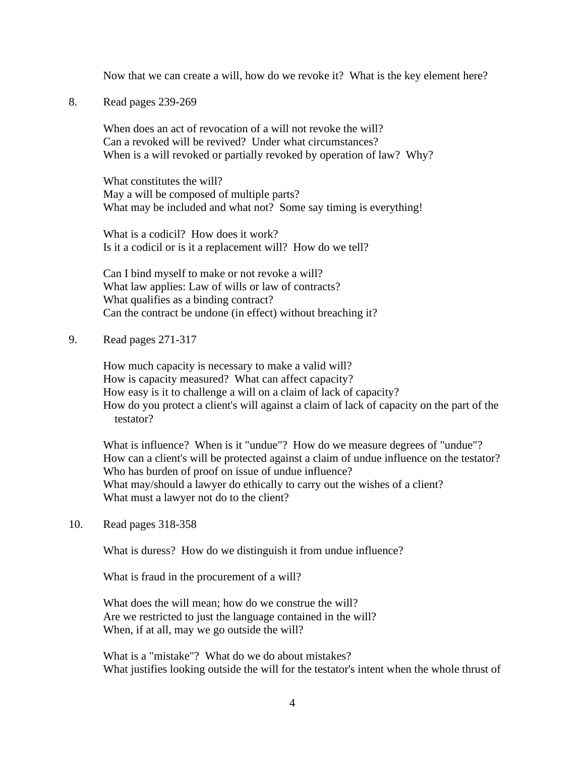Now that we can create a will, how do we revoke it? What is the key element here?

8. Read pages 239-269

   When does an act of revocation of a will not revoke the will?
   Can a revoked will be revived? Under what circumstances?
   When is a will revoked or partially revoked by operation of law? Why?

   What constitutes the will?
   May a will be composed of multiple parts?
   What may be included and what not? Some say timing is everything!

   What is a codicil? How does it work?
   Is it a codicil or is it a replacement will? How do we tell?

   Can I bind myself to make or not revoke a will?
   What law applies: Law of wills or law of contracts?
   What qualifies as a binding contract?
   Can the contract be undone (in effect) without breaching it?

9. Read pages 271-317

   How much capacity is necessary to make a valid will?
   How is capacity measured? What can affect capacity?
   How easy is it to challenge a will on a claim of lack of capacity?
   How do you protect a client's will against a claim of lack of capacity on the part of the testator?

   What is influence? When is it "undue"? How do we measure degrees of "undue"?
   How can a client's will be protected against a claim of undue influence on the testator?
   Who has burden of proof on issue of undue influence?
   What may/should a lawyer do ethically to carry out the wishes of a client?
   What must a lawyer not do to the client?

10. Read pages 318-358

    What is duress? How do we distinguish it from undue influence?

    What is fraud in the procurement of a will?

    What does the will mean; how do we construe the will?
    Are we restricted to just the language contained in the will?
    When, if at all, may we go outside the will?

    What is a "mistake"? What do we do about mistakes?
    What justifies looking outside the will for the testator's intent when the whole thrust of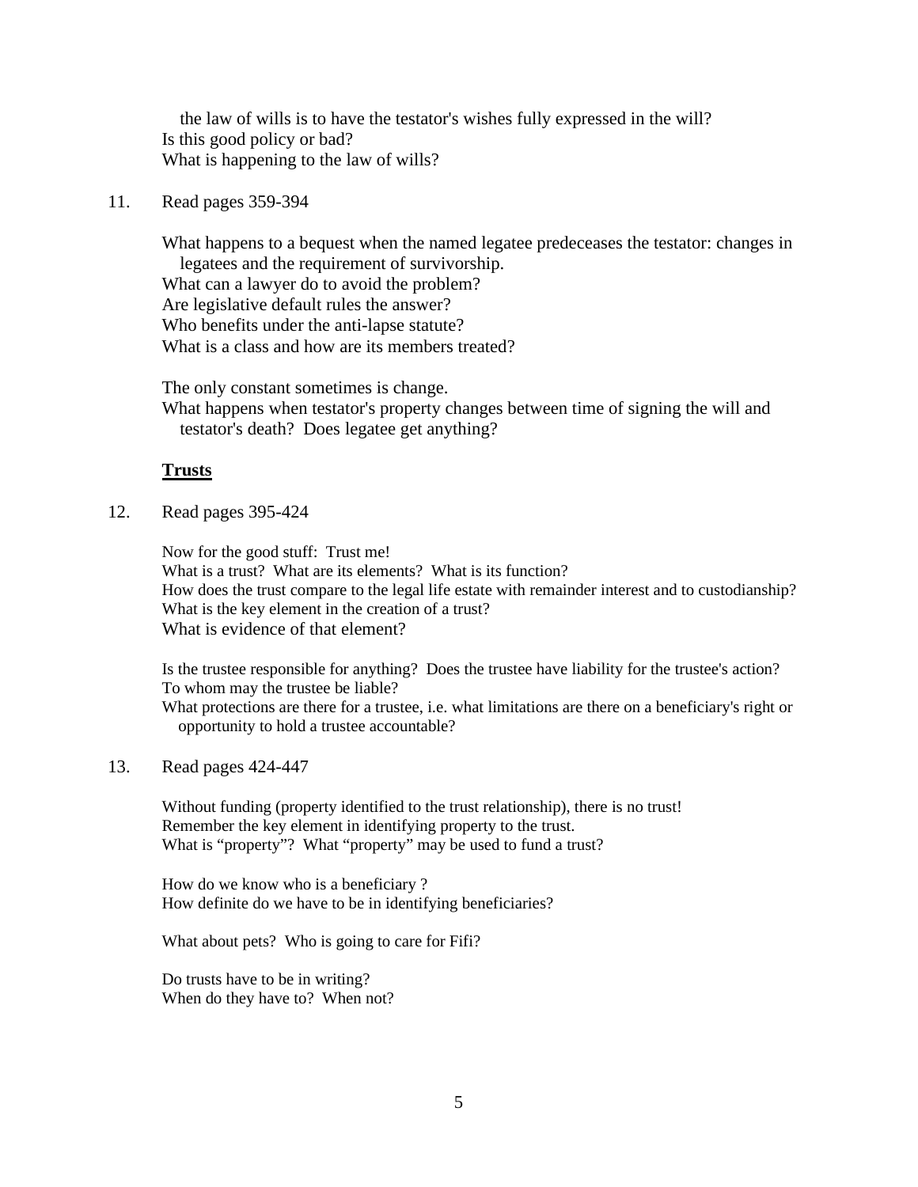the law of wills is to have the testator's wishes fully expressed in the will?
Is this good policy or bad?
What is happening to the law of wills?

11. Read pages 359-394

    What happens to a bequest when the named legatee predeceases the testator: changes in legatees and the requirement of survivorship.
    What can a lawyer do to avoid the problem?
    Are legislative default rules the answer?
    Who benefits under the anti-lapse statute?
    What is a class and how are its members treated?

    The only constant sometimes is change.
    What happens when testator's property changes between time of signing the will and testator's death? Does legatee get anything?

**Trusts**

12. Read pages 395-424

    Now for the good stuff: Trust me!
    What is a trust? What are its elements? What is its function?
    How does the trust compare to the legal life estate with remainder interest and to custodianship?
    What is the key element in the creation of a trust?
    What is evidence of that element?

    Is the trustee responsible for anything? Does the trustee have liability for the trustee's action?
    To whom may the trustee be liable?
    What protections are there for a trustee, i.e. what limitations are there on a beneficiary's right or opportunity to hold a trustee accountable?

13. Read pages 424-447

    Without funding (property identified to the trust relationship), there is no trust!
    Remember the key element in identifying property to the trust.
    What is "property"? What "property" may be used to fund a trust?

    How do we know who is a beneficiary ?
    How definite do we have to be in identifying beneficiaries?

    What about pets? Who is going to care for Fifi?

    Do trusts have to be in writing?
    When do they have to? When not?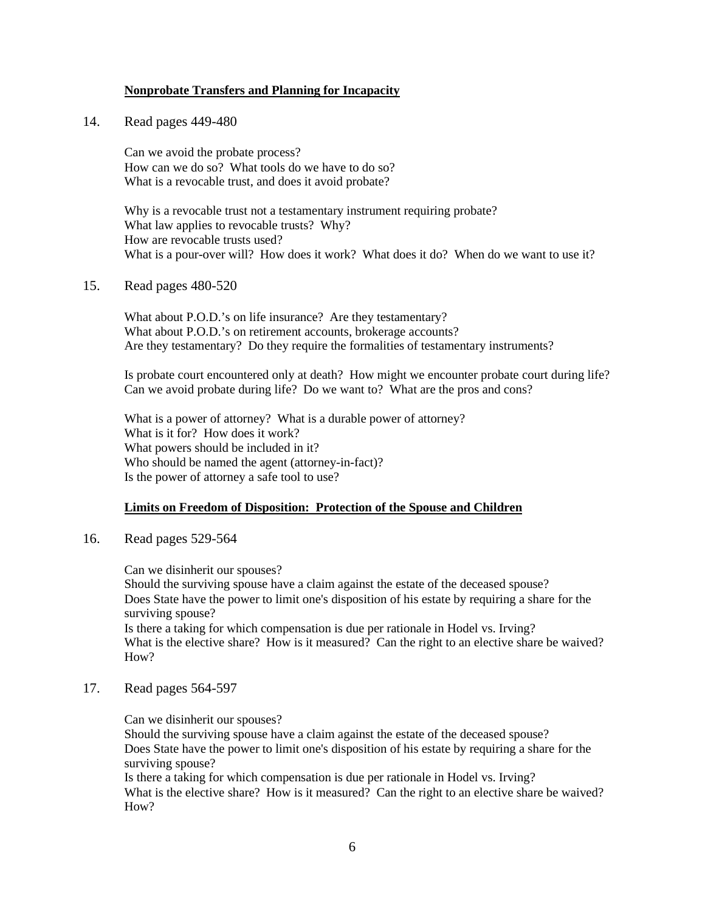**Nonprobate Transfers and Planning for Incapacity**

14. Read pages 449-480

    Can we avoid the probate process?
    How can we do so? What tools do we have to do so?
    What is a revocable trust, and does it avoid probate?

    Why is a revocable trust not a testamentary instrument requiring probate?
    What law applies to revocable trusts? Why?
    How are revocable trusts used?
    What is a pour-over will? How does it work? What does it do? When do we want to use it?

15. Read pages 480-520

    What about P.O.D.'s on life insurance? Are they testamentary?
    What about P.O.D.'s on retirement accounts, brokerage accounts?
    Are they testamentary? Do they require the formalities of testamentary instruments?

    Is probate court encountered only at death? How might we encounter probate court during life?
    Can we avoid probate during life? Do we want to? What are the pros and cons?

    What is a power of attorney? What is a durable power of attorney?
    What is it for? How does it work?
    What powers should be included in it?
    Who should be named the agent (attorney-in-fact)?
    Is the power of attorney a safe tool to use?

**Limits on Freedom of Disposition: Protection of the Spouse and Children**

16. Read pages 529-564

    Can we disinherit our spouses?
    Should the surviving spouse have a claim against the estate of the deceased spouse?
    Does State have the power to limit one's disposition of his estate by requiring a share for the surviving spouse?
    Is there a taking for which compensation is due per rationale in Hodel vs. Irving?
    What is the elective share? How is it measured? Can the right to an elective share be waived? How?

17. Read pages 564-597

    Can we disinherit our spouses?
    Should the surviving spouse have a claim against the estate of the deceased spouse?
    Does State have the power to limit one's disposition of his estate by requiring a share for the surviving spouse?
    Is there a taking for which compensation is due per rationale in Hodel vs. Irving?
    What is the elective share? How is it measured? Can the right to an elective share be waived? How?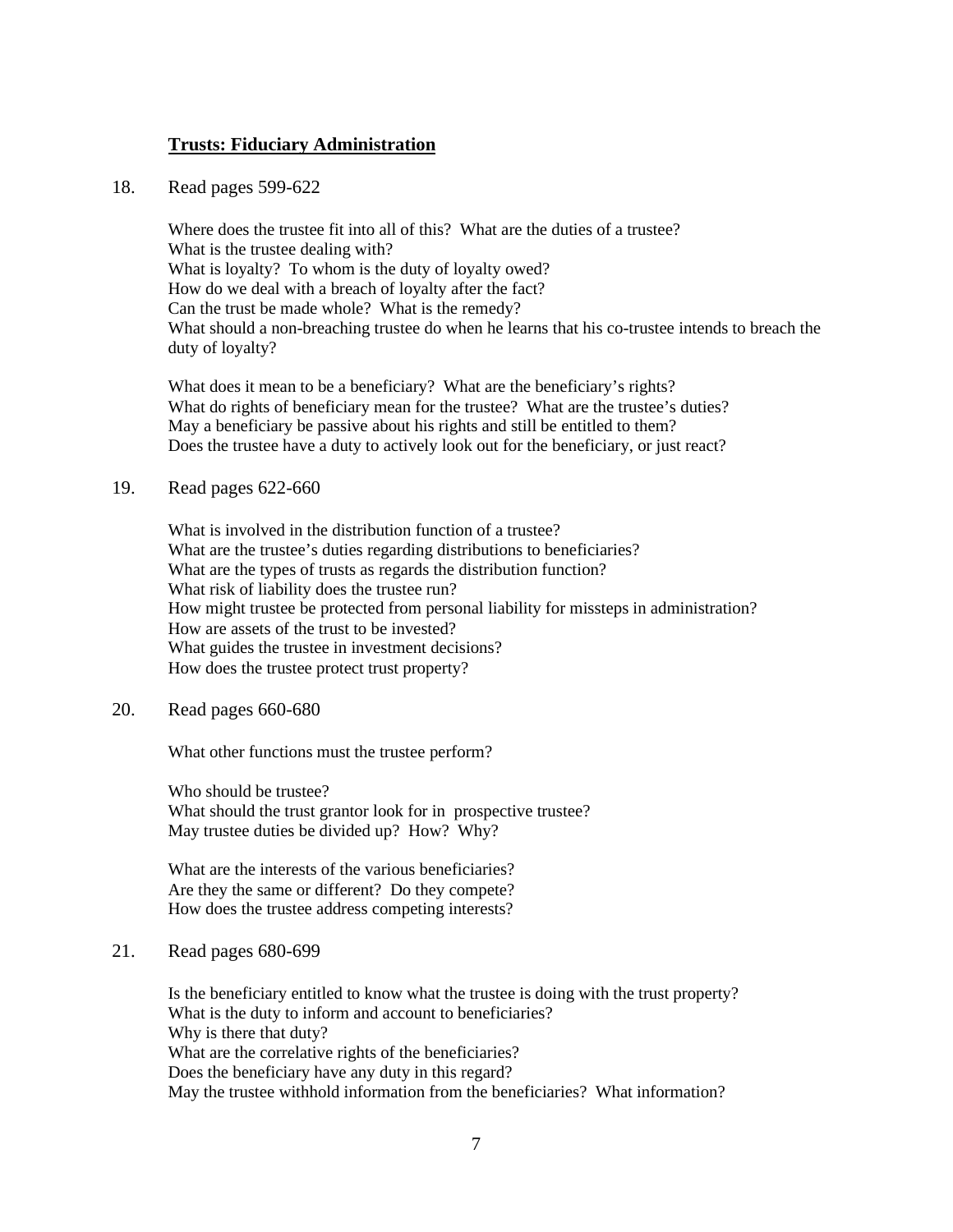## **Trusts: Fiduciary Administration**

18. Read pages 599-622

    Where does the trustee fit into all of this? What are the duties of a trustee?
    What is the trustee dealing with?
    What is loyalty? To whom is the duty of loyalty owed?
    How do we deal with a breach of loyalty after the fact?
    Can the trust be made whole? What is the remedy?
    What should a non-breaching trustee do when he learns that his co-trustee intends to breach the duty of loyalty?

    What does it mean to be a beneficiary? What are the beneficiary's rights?
    What do rights of beneficiary mean for the trustee? What are the trustee's duties?
    May a beneficiary be passive about his rights and still be entitled to them?
    Does the trustee have a duty to actively look out for the beneficiary, or just react?

19. Read pages 622-660

    What is involved in the distribution function of a trustee?
    What are the trustee's duties regarding distributions to beneficiaries?
    What are the types of trusts as regards the distribution function?
    What risk of liability does the trustee run?
    How might trustee be protected from personal liability for missteps in administration?
    How are assets of the trust to be invested?
    What guides the trustee in investment decisions?
    How does the trustee protect trust property?

20. Read pages 660-680

    What other functions must the trustee perform?

    Who should be trustee?
    What should the trust grantor look for in prospective trustee?
    May trustee duties be divided up? How? Why?

    What are the interests of the various beneficiaries?
    Are they the same or different? Do they compete?
    How does the trustee address competing interests?

21. Read pages 680-699

    Is the beneficiary entitled to know what the trustee is doing with the trust property?
    What is the duty to inform and account to beneficiaries?
    Why is there that duty?
    What are the correlative rights of the beneficiaries?
    Does the beneficiary have any duty in this regard?
    May the trustee withhold information from the beneficiaries? What information?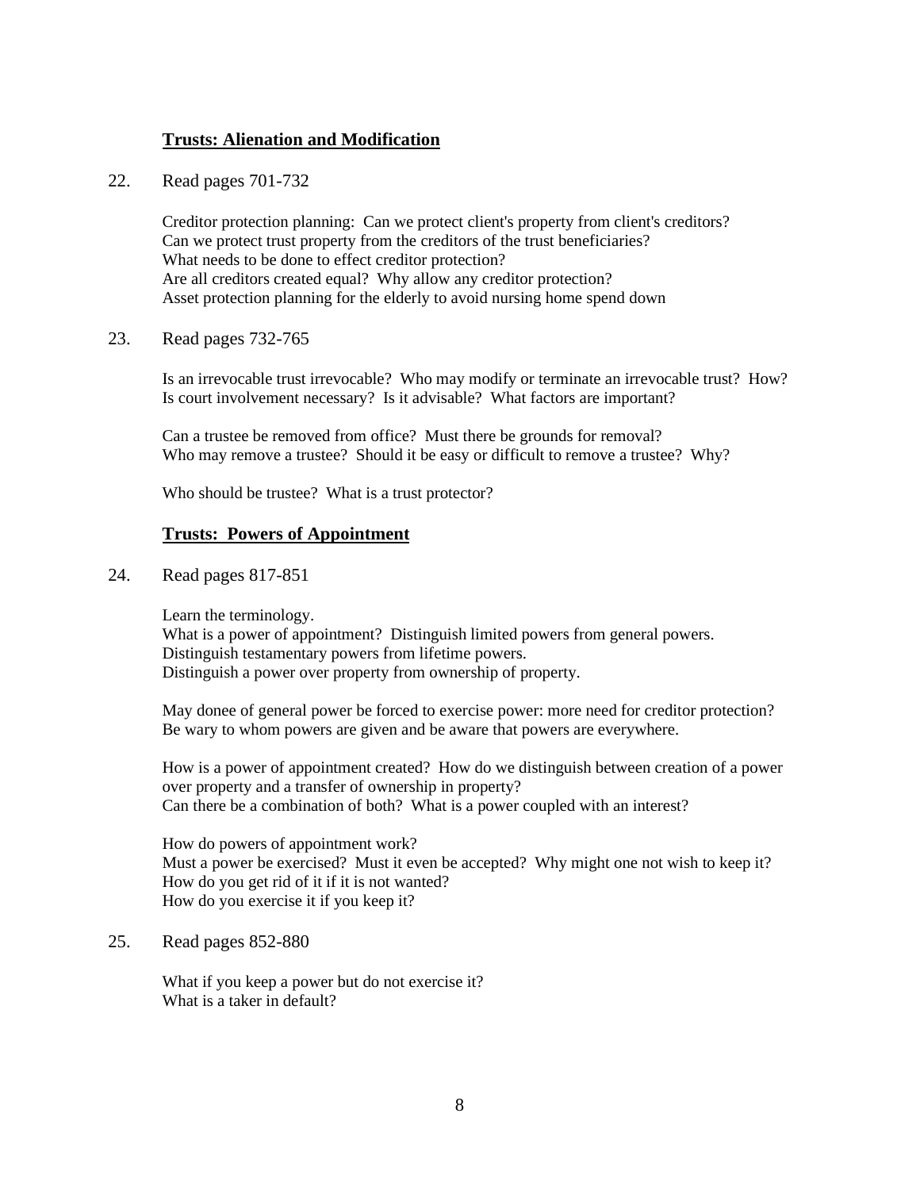## **Trusts: Alienation and Modification**

22. Read pages 701-732

    Creditor protection planning: Can we protect client's property from client's creditors?
    Can we protect trust property from the creditors of the trust beneficiaries?
    What needs to be done to effect creditor protection?
    Are all creditors created equal? Why allow any creditor protection?
    Asset protection planning for the elderly to avoid nursing home spend down

23. Read pages 732-765

    Is an irrevocable trust irrevocable? Who may modify or terminate an irrevocable trust? How?
    Is court involvement necessary? Is it advisable? What factors are important?

    Can a trustee be removed from office? Must there be grounds for removal?
    Who may remove a trustee? Should it be easy or difficult to remove a trustee? Why?

    Who should be trustee? What is a trust protector?

## **Trusts: Powers of Appointment**

24. Read pages 817-851

    Learn the terminology.
    What is a power of appointment? Distinguish limited powers from general powers.
    Distinguish testamentary powers from lifetime powers.
    Distinguish a power over property from ownership of property.

    May donee of general power be forced to exercise power: more need for creditor protection?
    Be wary to whom powers are given and be aware that powers are everywhere.

    How is a power of appointment created? How do we distinguish between creation of a power over property and a transfer of ownership in property?
    Can there be a combination of both? What is a power coupled with an interest?

    How do powers of appointment work?
    Must a power be exercised? Must it even be accepted? Why might one not wish to keep it?
    How do you get rid of it if it is not wanted?
    How do you exercise it if you keep it?

25. Read pages 852-880

    What if you keep a power but do not exercise it?
    What is a taker in default?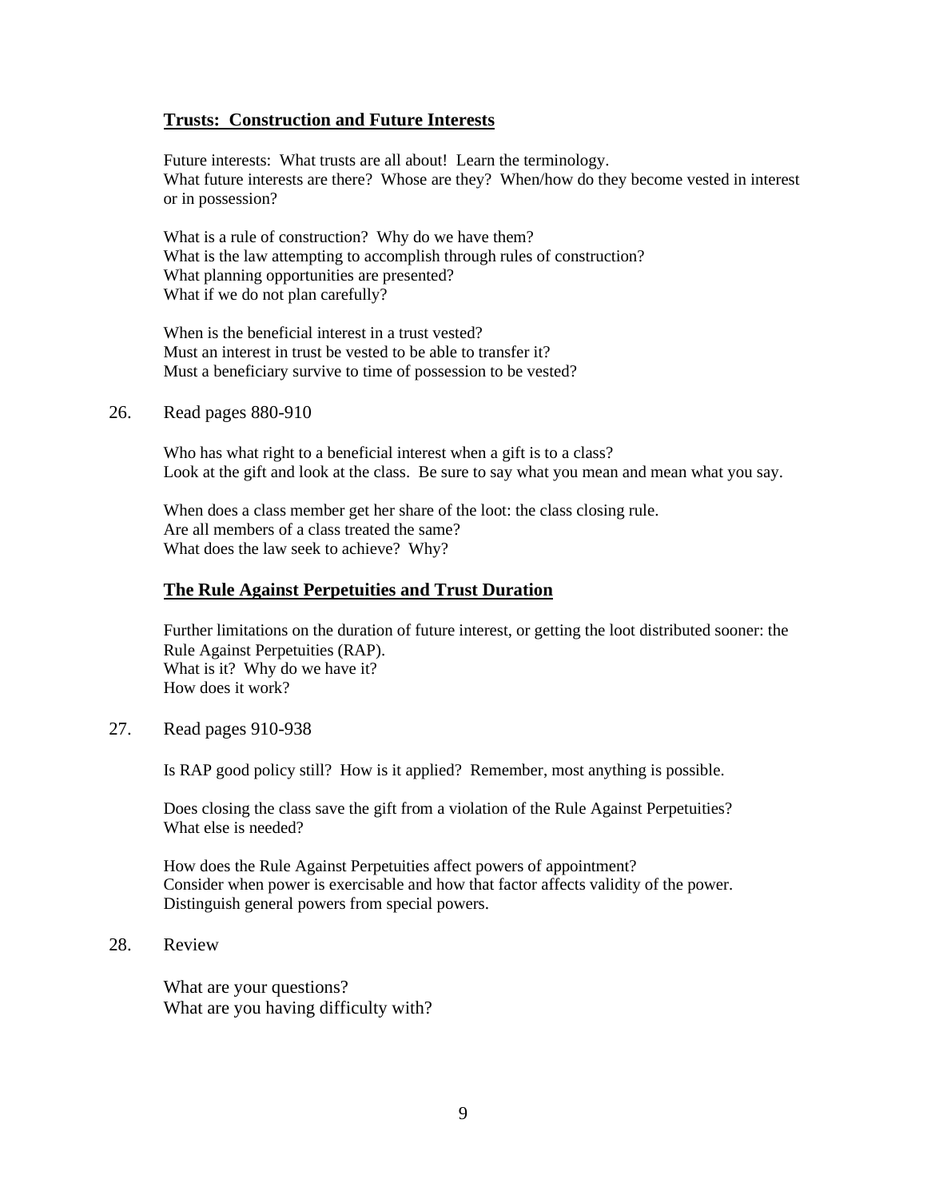## Trusts: Construction and Future Interests

Future interests: What trusts are all about! Learn the terminology.
What future interests are there? Whose are they? When/how do they become vested in interest or in possession?

What is a rule of construction? Why do we have them?
What is the law attempting to accomplish through rules of construction?
What planning opportunities are presented?
What if we do not plan carefully?

When is the beneficial interest in a trust vested?
Must an interest in trust be vested to be able to transfer it?
Must a beneficiary survive to time of possession to be vested?

26. Read pages 880-910

Who has what right to a beneficial interest when a gift is to a class?
Look at the gift and look at the class. Be sure to say what you mean and mean what you say.

When does a class member get her share of the loot: the class closing rule.
Are all members of a class treated the same?
What does the law seek to achieve? Why?

## The Rule Against Perpetuities and Trust Duration

Further limitations on the duration of future interest, or getting the loot distributed sooner: the Rule Against Perpetuities (RAP).
What is it? Why do we have it?
How does it work?

27. Read pages 910-938

Is RAP good policy still? How is it applied? Remember, most anything is possible.

Does closing the class save the gift from a violation of the Rule Against Perpetuities?
What else is needed?

How does the Rule Against Perpetuities affect powers of appointment?
Consider when power is exercisable and how that factor affects validity of the power.
Distinguish general powers from special powers.

28. Review

What are your questions?
What are you having difficulty with?